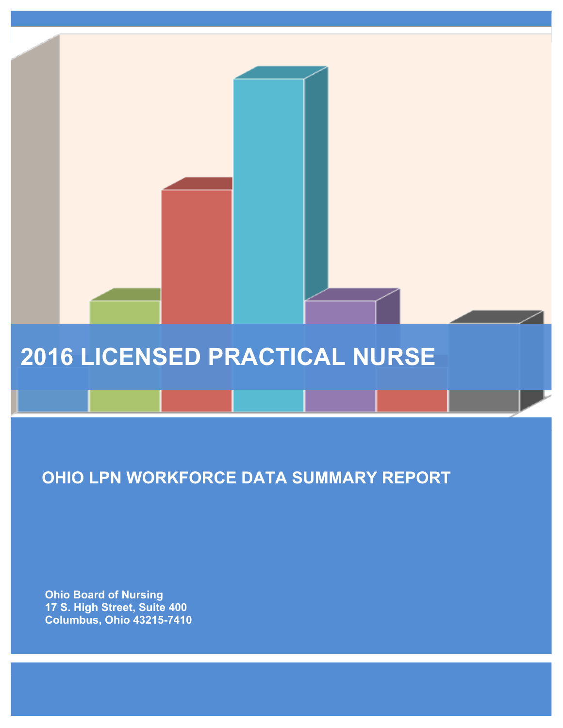# 2016 LICENSED PRACTICAL NURSE

## OHIO LPN WORKFORCE DATA SUMMARY REPORT

**Ohio Board of Nursing**
**17 S. High Street, Suite 400**
**Columbus, Ohio 43215-7410**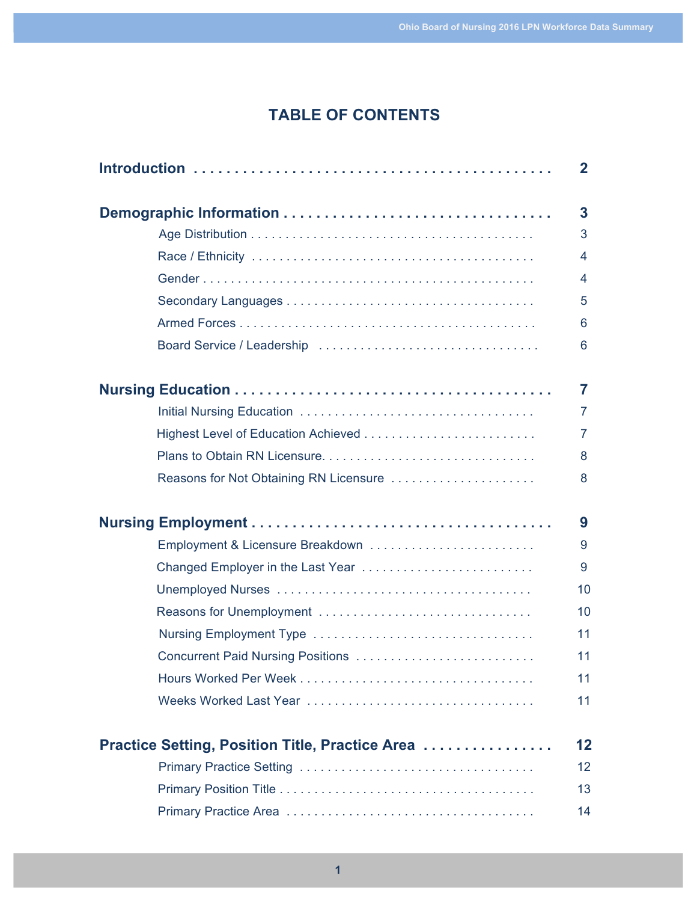# TABLE OF CONTENTS

**Introduction** . . . . . . . . . . . . . . . . . . . . . . . . . . . . . . . . . . . . . . . . . . **2**

**Demographic Information** . . . . . . . . . . . . . . . . . . . . . . . . . . . . . . . . **3**

- Age Distribution . . . . . . . . . . . . . . . . . . . . . . . . . . . . . . . . . . . . . . . . 3
- Race / Ethnicity . . . . . . . . . . . . . . . . . . . . . . . . . . . . . . . . . . . . . . . . 4
- Gender . . . . . . . . . . . . . . . . . . . . . . . . . . . . . . . . . . . . . . . . . . . . . . . 4
- Secondary Languages . . . . . . . . . . . . . . . . . . . . . . . . . . . . . . . . . . . . 5
- Armed Forces . . . . . . . . . . . . . . . . . . . . . . . . . . . . . . . . . . . . . . . . . . 6
- Board Service / Leadership . . . . . . . . . . . . . . . . . . . . . . . . . . . . . . . 6

**Nursing Education** . . . . . . . . . . . . . . . . . . . . . . . . . . . . . . . . . . . . . . **7**

- Initial Nursing Education . . . . . . . . . . . . . . . . . . . . . . . . . . . . . . . . 7
- Highest Level of Education Achieved . . . . . . . . . . . . . . . . . . . . . . . . 7
- Plans to Obtain RN Licensure. . . . . . . . . . . . . . . . . . . . . . . . . . . . . . 8
- Reasons for Not Obtaining RN Licensure . . . . . . . . . . . . . . . . . . . . 8

**Nursing Employment** . . . . . . . . . . . . . . . . . . . . . . . . . . . . . . . . . . . . **9**

- Employment & Licensure Breakdown . . . . . . . . . . . . . . . . . . . . . . . 9
- Changed Employer in the Last Year . . . . . . . . . . . . . . . . . . . . . . . . 9
- Unemployed Nurses . . . . . . . . . . . . . . . . . . . . . . . . . . . . . . . . . . . . 10
- Reasons for Unemployment . . . . . . . . . . . . . . . . . . . . . . . . . . . . . . 10
- Nursing Employment Type . . . . . . . . . . . . . . . . . . . . . . . . . . . . . . . 11
- Concurrent Paid Nursing Positions . . . . . . . . . . . . . . . . . . . . . . . . . 11
- Hours Worked Per Week . . . . . . . . . . . . . . . . . . . . . . . . . . . . . . . . . 11
- Weeks Worked Last Year . . . . . . . . . . . . . . . . . . . . . . . . . . . . . . . . 11

**Practice Setting, Position Title, Practice Area** . . . . . . . . . . . . . . . . **12**

- Primary Practice Setting . . . . . . . . . . . . . . . . . . . . . . . . . . . . . . . . . 12
- Primary Position Title . . . . . . . . . . . . . . . . . . . . . . . . . . . . . . . . . . . 13
- Primary Practice Area . . . . . . . . . . . . . . . . . . . . . . . . . . . . . . . . . . . 14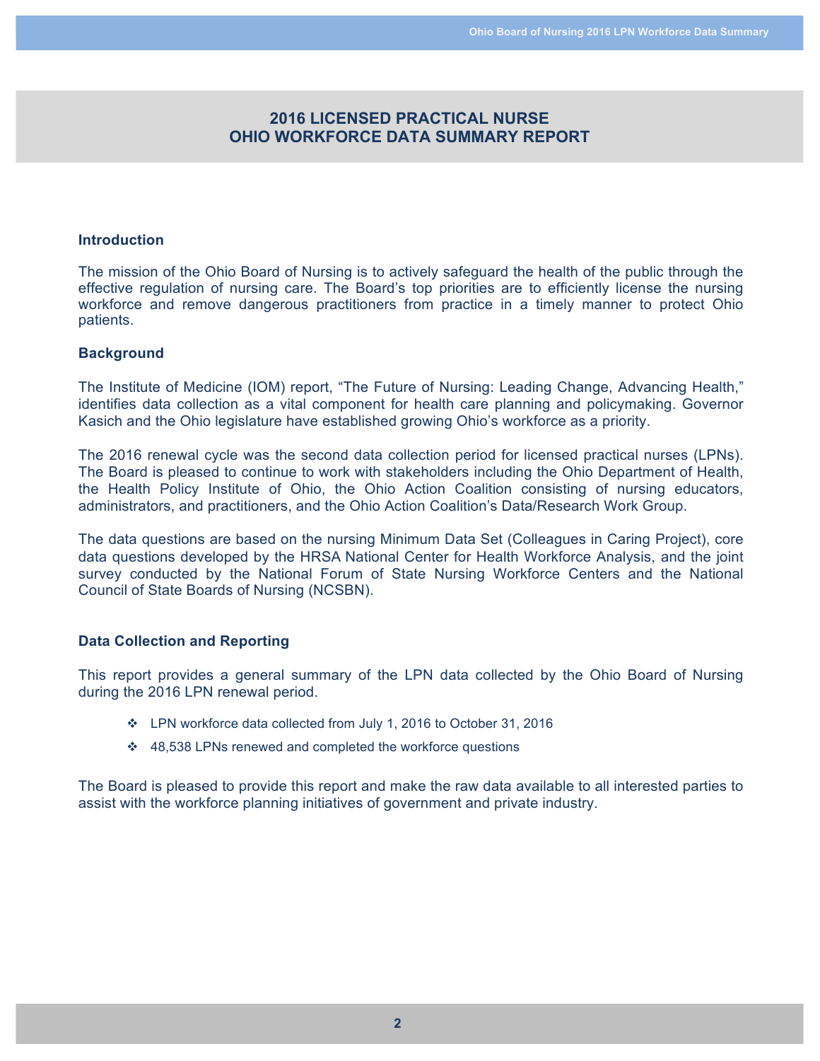# 2016 LICENSED PRACTICAL NURSE
# OHIO WORKFORCE DATA SUMMARY REPORT

## Introduction

The mission of the Ohio Board of Nursing is to actively safeguard the health of the public through the effective regulation of nursing care. The Board's top priorities are to efficiently license the nursing workforce and remove dangerous practitioners from practice in a timely manner to protect Ohio patients.

## Background

The Institute of Medicine (IOM) report, "The Future of Nursing: Leading Change, Advancing Health," identifies data collection as a vital component for health care planning and policymaking. Governor Kasich and the Ohio legislature have established growing Ohio's workforce as a priority.

The 2016 renewal cycle was the second data collection period for licensed practical nurses (LPNs). The Board is pleased to continue to work with stakeholders including the Ohio Department of Health, the Health Policy Institute of Ohio, the Ohio Action Coalition consisting of nursing educators, administrators, and practitioners, and the Ohio Action Coalition's Data/Research Work Group.

The data questions are based on the nursing Minimum Data Set (Colleagues in Caring Project), core data questions developed by the HRSA National Center for Health Workforce Analysis, and the joint survey conducted by the National Forum of State Nursing Workforce Centers and the National Council of State Boards of Nursing (NCSBN).

## Data Collection and Reporting

This report provides a general summary of the LPN data collected by the Ohio Board of Nursing during the 2016 LPN renewal period.

- LPN workforce data collected from July 1, 2016 to October 31, 2016
- 48,538 LPNs renewed and completed the workforce questions

The Board is pleased to provide this report and make the raw data available to all interested parties to assist with the workforce planning initiatives of government and private industry.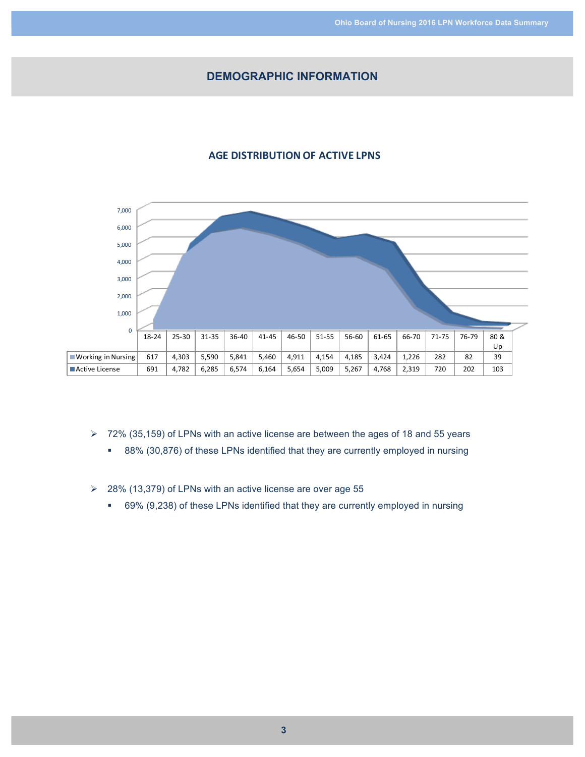## DEMOGRAPHIC INFORMATION

### AGE DISTRIBUTION OF ACTIVE LPNS

| | 18-24 | 25-30 | 31-35 | 36-40 | 41-45 | 46-50 | 51-55 | 56-60 | 61-65 | 66-70 | 71-75 | 76-79 | 80 & Up |
|---|---|---|---|---|---|---|---|---|---|---|---|---|---|
| Working in Nursing | 617 | 4,303 | 5,590 | 5,841 | 5,460 | 4,911 | 4,154 | 4,185 | 3,424 | 1,226 | 282 | 82 | 39 |
| Active License | 691 | 4,782 | 6,285 | 6,574 | 6,164 | 5,654 | 5,009 | 5,267 | 4,768 | 2,319 | 720 | 202 | 103 |

- 72% (35,159) of LPNs with an active license are between the ages of 18 and 55 years
  - 88% (30,876) of these LPNs identified that they are currently employed in nursing

- 28% (13,379) of LPNs with an active license are over age 55
  - 69% (9,238) of these LPNs identified that they are currently employed in nursing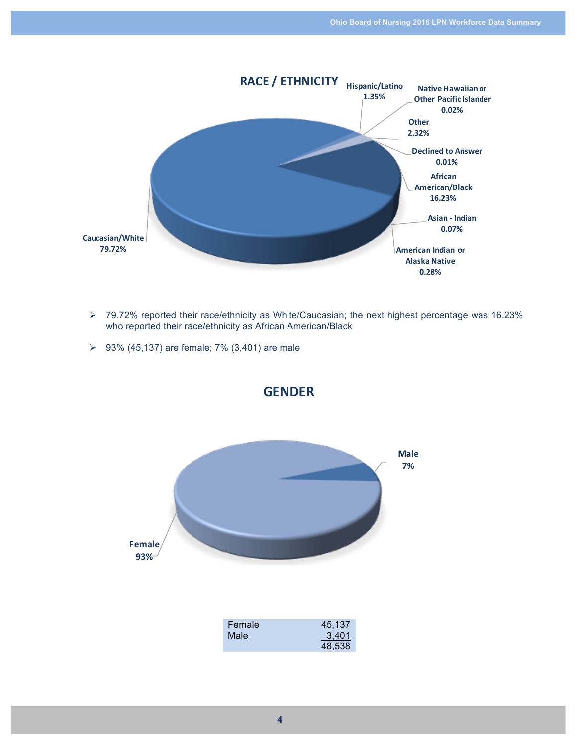## RACE / ETHNICITY

Hispanic/Latino 1.35%

Native Hawaiian or Other Pacific Islander 0.02%

Other 2.32%

Declined to Answer 0.01%

African American/Black 16.23%

Asian - Indian 0.07%

American Indian or Alaska Native 0.28%

Caucasian/White 79.72%

- 79.72% reported their race/ethnicity as White/Caucasian; the next highest percentage was 16.23% who reported their race/ethnicity as African American/Black
- 93% (45,137) are female; 7% (3,401) are male

## GENDER

Male 7%

Female 93%

| | |
|---|---|
| Female | 45,137 |
| Male | 3,401 |
| | 48,538 |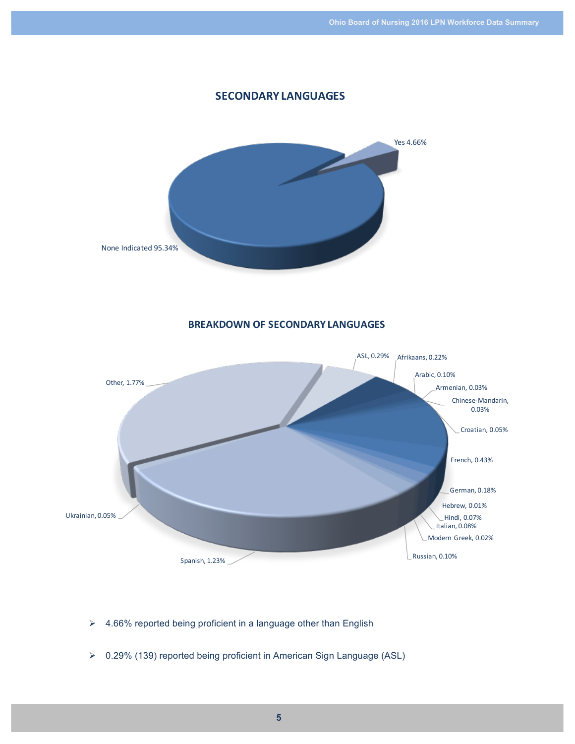## SECONDARY LANGUAGES

Yes 4.66%

None Indicated 95.34%

## BREAKDOWN OF SECONDARY LANGUAGES

ASL, 0.29%
Afrikaans, 0.22%
Arabic, 0.10%
Armenian, 0.03%
Chinese-Mandarin, 0.03%
Croatian, 0.05%
French, 0.43%
German, 0.18%
Hebrew, 0.01%
Hindi, 0.07%
Italian, 0.08%
Modern Greek, 0.02%
Russian, 0.10%
Spanish, 1.23%
Ukrainian, 0.05%
Other, 1.77%

- 4.66% reported being proficient in a language other than English
- 0.29% (139) reported being proficient in American Sign Language (ASL)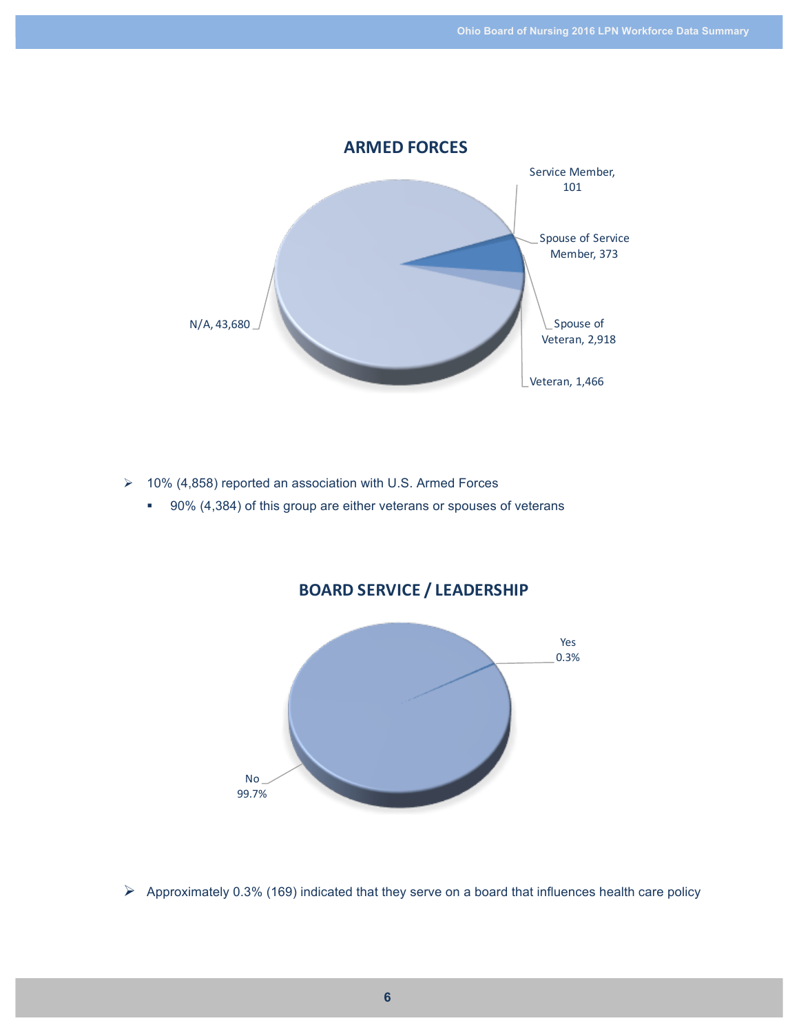## ARMED FORCES

Service Member, 101

Spouse of Service Member, 373

Spouse of Veteran, 2,918

Veteran, 1,466

N/A, 43,680

- 10% (4,858) reported an association with U.S. Armed Forces
  - 90% (4,384) of this group are either veterans or spouses of veterans

## BOARD SERVICE / LEADERSHIP

Yes 0.3%

No 99.7%

- Approximately 0.3% (169) indicated that they serve on a board that influences health care policy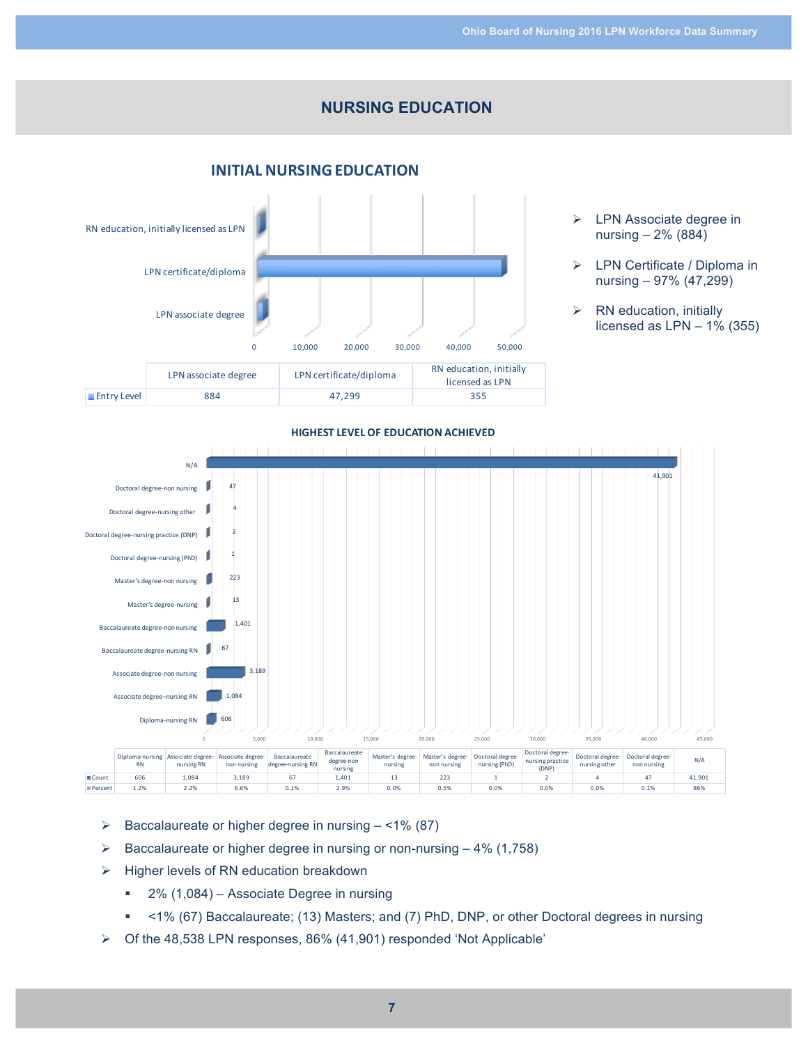## NURSING EDUCATION

### INITIAL NURSING EDUCATION

| | LPN associate degree | LPN certificate/diploma | RN education, initially licensed as LPN |
|---|---|---|---|
| Entry Level | 884 | 47,299 | 355 |

- LPN Associate degree in nursing – 2% (884)
- LPN Certificate / Diploma in nursing – 97% (47,299)
- RN education, initially licensed as LPN – 1% (355)

### HIGHEST LEVEL OF EDUCATION ACHIEVED

| | Diploma-nursing RN | Associate degree–nursing RN | Associate degree-non nursing | Baccalaureate degree-nursing RN | Baccalaureate degree-non nursing | Master's degree-nursing | Master's degree-non nursing | Doctoral degree-nursing (PhD) | Doctoral degree-nursing practice (DNP) | Doctoral degree-nursing other | Doctoral degree-non nursing | N/A |
|---|---|---|---|---|---|---|---|---|---|---|---|---|
| Count | 606 | 1,084 | 3,189 | 67 | 1,401 | 13 | 223 | 1 | 2 | 4 | 47 | 41,901 |
| Percent | 1.2% | 2.2% | 6.6% | 0.1% | 2.9% | 0.0% | 0.5% | 0.0% | 0.0% | 0.0% | 0.1% | 86% |

- Baccalaureate or higher degree in nursing – <1% (87)
- Baccalaureate or higher degree in nursing or non-nursing – 4% (1,758)
- Higher levels of RN education breakdown
  - 2% (1,084) – Associate Degree in nursing
  - <1% (67) Baccalaureate; (13) Masters; and (7) PhD, DNP, or other Doctoral degrees in nursing
- Of the 48,538 LPN responses, 86% (41,901) responded 'Not Applicable'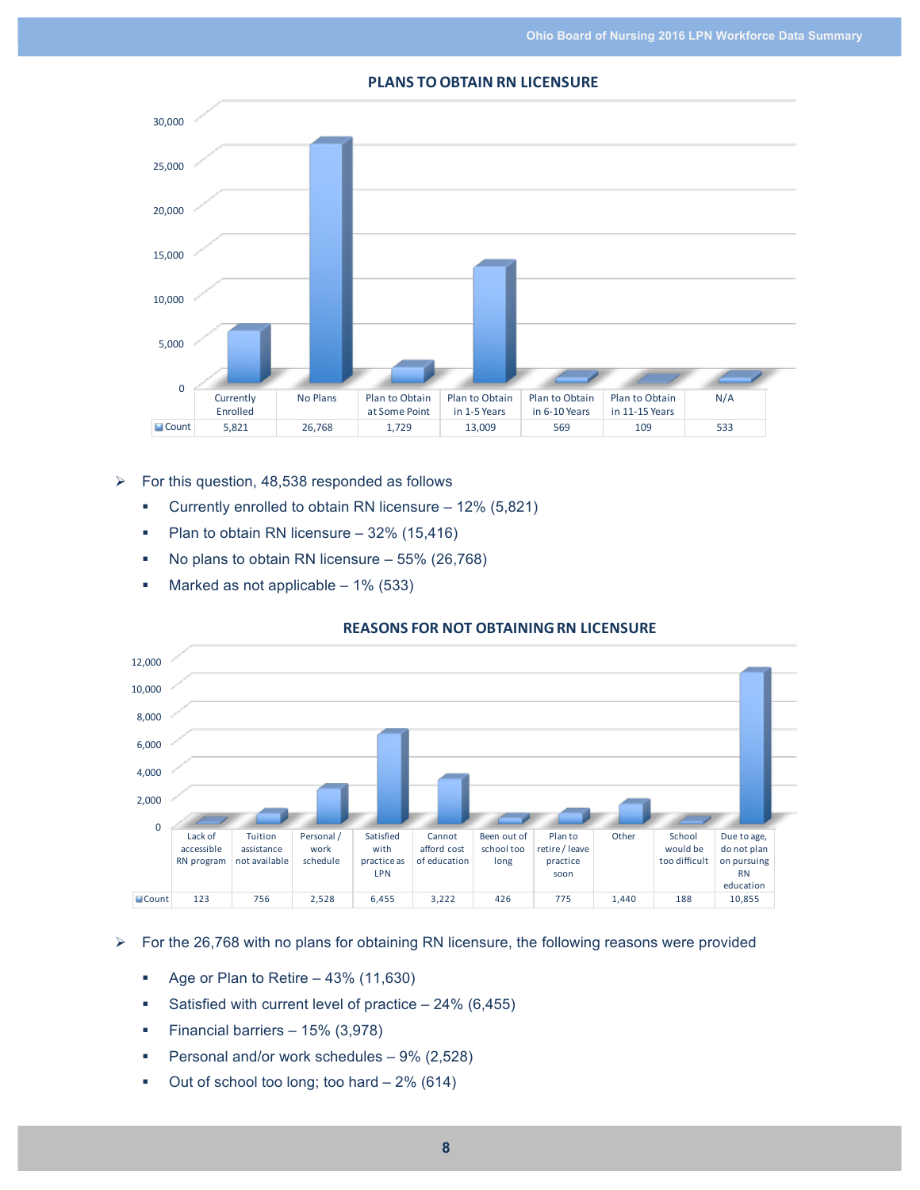## PLANS TO OBTAIN RN LICENSURE

| | Currently Enrolled | No Plans | Plan to Obtain at Some Point | Plan to Obtain in 1-5 Years | Plan to Obtain in 6-10 Years | Plan to Obtain in 11-15 Years | N/A |
|---|---|---|---|---|---|---|---|
| Count | 5,821 | 26,768 | 1,729 | 13,009 | 569 | 109 | 533 |

- For this question, 48,538 responded as follows
  - Currently enrolled to obtain RN licensure – 12% (5,821)
  - Plan to obtain RN licensure – 32% (15,416)
  - No plans to obtain RN licensure – 55% (26,768)
  - Marked as not applicable – 1% (533)

## REASONS FOR NOT OBTAINING RN LICENSURE

| | Lack of accessible RN program | Tuition assistance not available | Personal / work schedule | Satisfied with practice as LPN | Cannot afford cost of education | Been out of school too long | Plan to retire / leave practice soon | Other | School would be too difficult | Due to age, do not plan on pursuing RN education |
|---|---|---|---|---|---|---|---|---|---|---|
| Count | 123 | 756 | 2,528 | 6,455 | 3,222 | 426 | 775 | 1,440 | 188 | 10,855 |

- For the 26,768 with no plans for obtaining RN licensure, the following reasons were provided
  - Age or Plan to Retire – 43% (11,630)
  - Satisfied with current level of practice – 24% (6,455)
  - Financial barriers – 15% (3,978)
  - Personal and/or work schedules – 9% (2,528)
  - Out of school too long; too hard – 2% (614)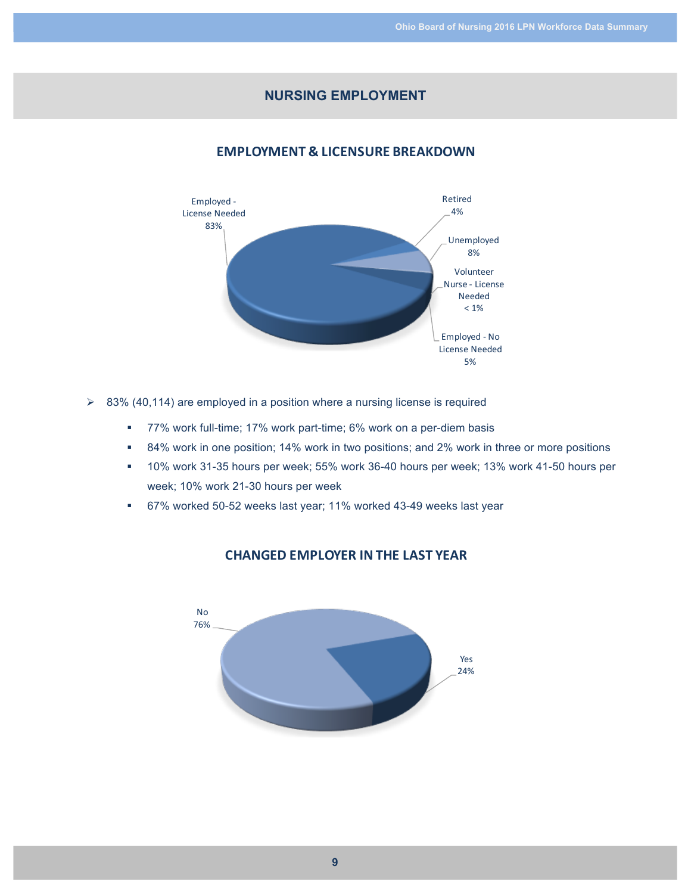## NURSING EMPLOYMENT

### EMPLOYMENT & LICENSURE BREAKDOWN

Employed - License Needed 83%

Retired 4%

Unemployed 8%

Volunteer Nurse - License Needed < 1%

Employed - No License Needed 5%

- 83% (40,114) are employed in a position where a nursing license is required
  - 77% work full-time; 17% work part-time; 6% work on a per-diem basis
  - 84% work in one position; 14% work in two positions; and 2% work in three or more positions
  - 10% work 31-35 hours per week; 55% work 36-40 hours per week; 13% work 41-50 hours per week; 10% work 21-30 hours per week
  - 67% worked 50-52 weeks last year; 11% worked 43-49 weeks last year

### CHANGED EMPLOYER IN THE LAST YEAR

No 76%

Yes 24%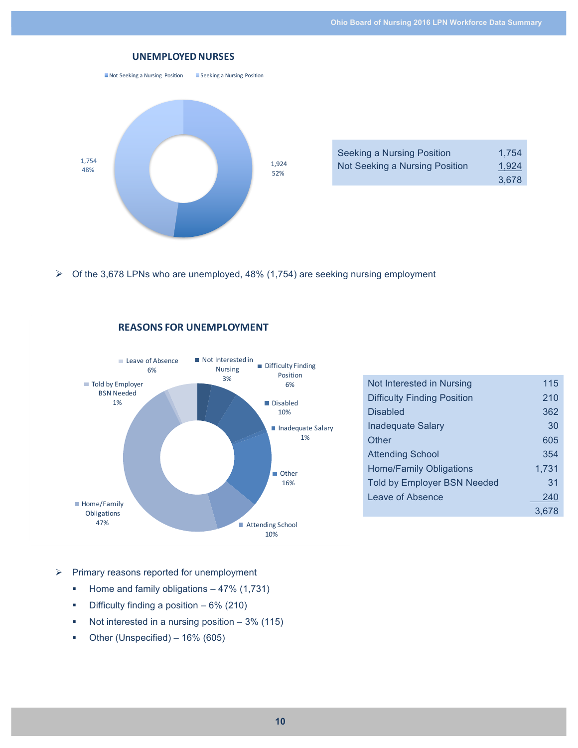## UNEMPLOYED NURSES

| | |
|---|---|
| Seeking a Nursing Position | 1,754 |
| Not Seeking a Nursing Position | 1,924 |
| | 3,678 |

- Of the 3,678 LPNs who are unemployed, 48% (1,754) are seeking nursing employment

## REASONS FOR UNEMPLOYMENT

| | |
|---|---|
| Not Interested in Nursing | 115 |
| Difficulty Finding Position | 210 |
| Disabled | 362 |
| Inadequate Salary | 30 |
| Other | 605 |
| Attending School | 354 |
| Home/Family Obligations | 1,731 |
| Told by Employer BSN Needed | 31 |
| Leave of Absence | 240 |
| | 3,678 |

- Primary reasons reported for unemployment
  - Home and family obligations – 47% (1,731)
  - Difficulty finding a position – 6% (210)
  - Not interested in a nursing position – 3% (115)
  - Other (Unspecified) – 16% (605)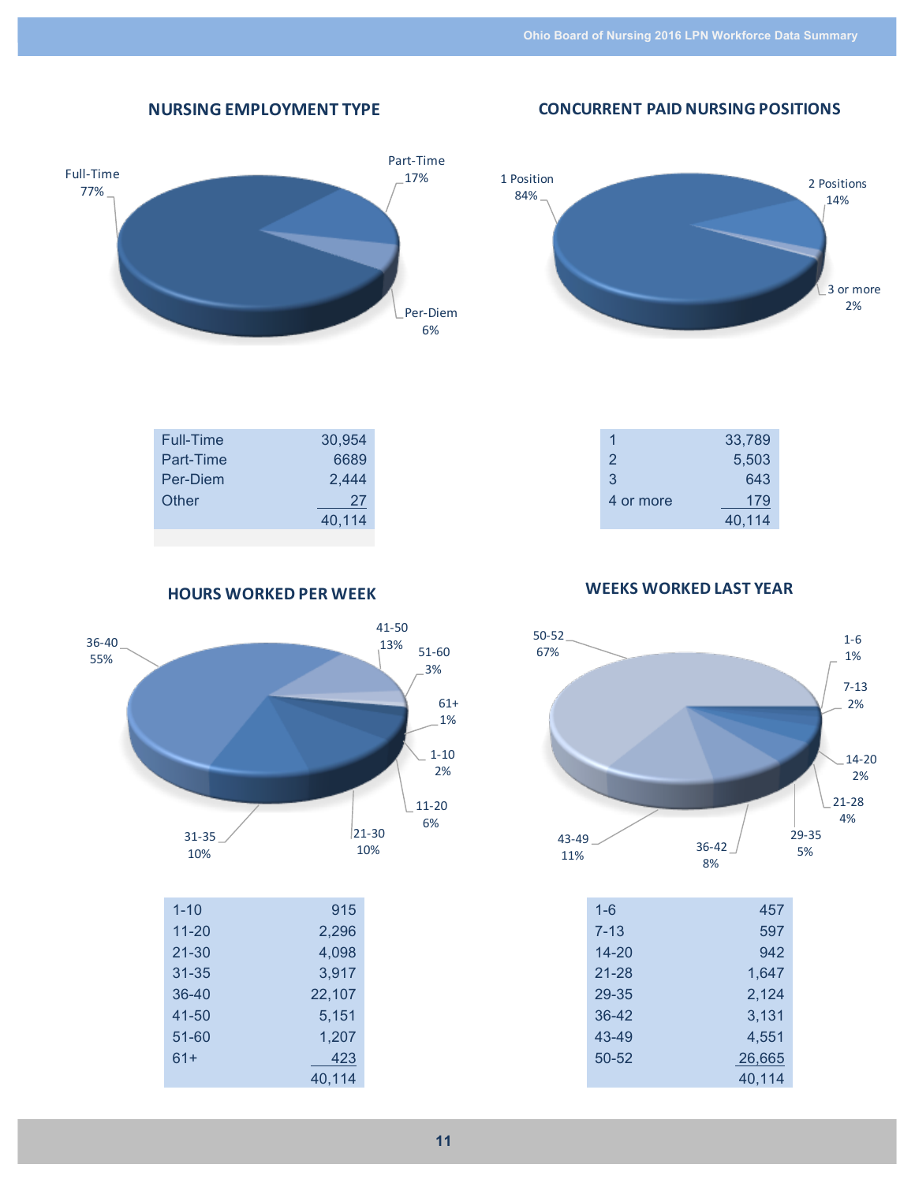## NURSING EMPLOYMENT TYPE

Full-Time 77%, Part-Time 17%, Per-Diem 6%

| Type | Count |
|---|---|
| Full-Time | 30,954 |
| Part-Time | 6689 |
| Per-Diem | 2,444 |
| Other | 27 |
| | 40,114 |

## CONCURRENT PAID NURSING POSITIONS

1 Position 84%, 2 Positions 14%, 3 or more 2%

| Positions | Count |
|---|---|
| 1 | 33,789 |
| 2 | 5,503 |
| 3 | 643 |
| 4 or more | 179 |
| | 40,114 |

## HOURS WORKED PER WEEK

36-40 55%, 41-50 13%, 51-60 3%, 61+ 1%, 1-10 2%, 11-20 6%, 21-30 10%, 31-35 10%

| Hours | Count |
|---|---|
| 1-10 | 915 |
| 11-20 | 2,296 |
| 21-30 | 4,098 |
| 31-35 | 3,917 |
| 36-40 | 22,107 |
| 41-50 | 5,151 |
| 51-60 | 1,207 |
| 61+ | 423 |
| | 40,114 |

## WEEKS WORKED LAST YEAR

50-52 67%, 1-6 1%, 7-13 2%, 14-20 2%, 21-28 4%, 29-35 5%, 36-42 8%, 43-49 11%

| Weeks | Count |
|---|---|
| 1-6 | 457 |
| 7-13 | 597 |
| 14-20 | 942 |
| 21-28 | 1,647 |
| 29-35 | 2,124 |
| 36-42 | 3,131 |
| 43-49 | 4,551 |
| 50-52 | 26,665 |
| | 40,114 |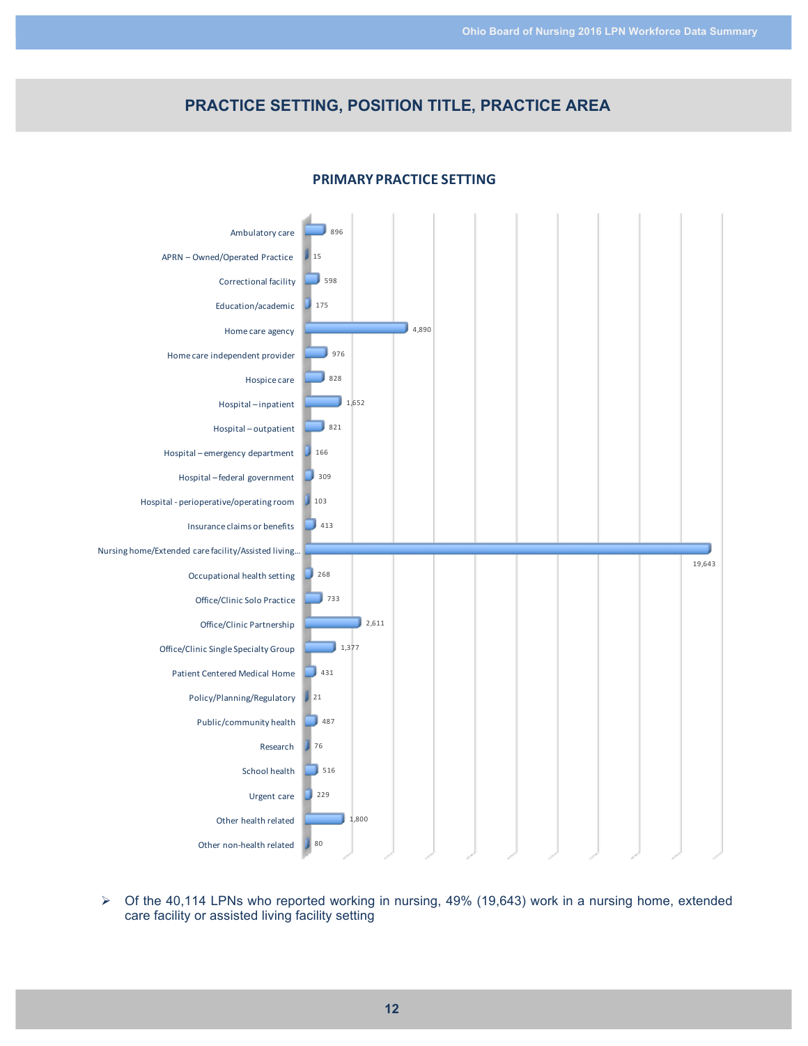## PRACTICE SETTING, POSITION TITLE, PRACTICE AREA

### PRIMARY PRACTICE SETTING

| Primary Practice Setting | Number |
| --- | --- |
| Ambulatory care | 896 |
| APRN – Owned/Operated Practice | 15 |
| Correctional facility | 598 |
| Education/academic | 175 |
| Home care agency | 4,890 |
| Home care independent provider | 976 |
| Hospice care | 828 |
| Hospital – inpatient | 1,652 |
| Hospital – outpatient | 821 |
| Hospital – emergency department | 166 |
| Hospital – federal government | 309 |
| Hospital - perioperative/operating room | 103 |
| Insurance claims or benefits | 413 |
| Nursing home/Extended care facility/Assisted living... | 19,643 |
| Occupational health setting | 268 |
| Office/Clinic Solo Practice | 733 |
| Office/Clinic Partnership | 2,611 |
| Office/Clinic Single Specialty Group | 1,377 |
| Patient Centered Medical Home | 431 |
| Policy/Planning/Regulatory | 21 |
| Public/community health | 487 |
| Research | 76 |
| School health | 516 |
| Urgent care | 229 |
| Other health related | 1,800 |
| Other non-health related | 80 |

- Of the 40,114 LPNs who reported working in nursing, 49% (19,643) work in a nursing home, extended care facility or assisted living facility setting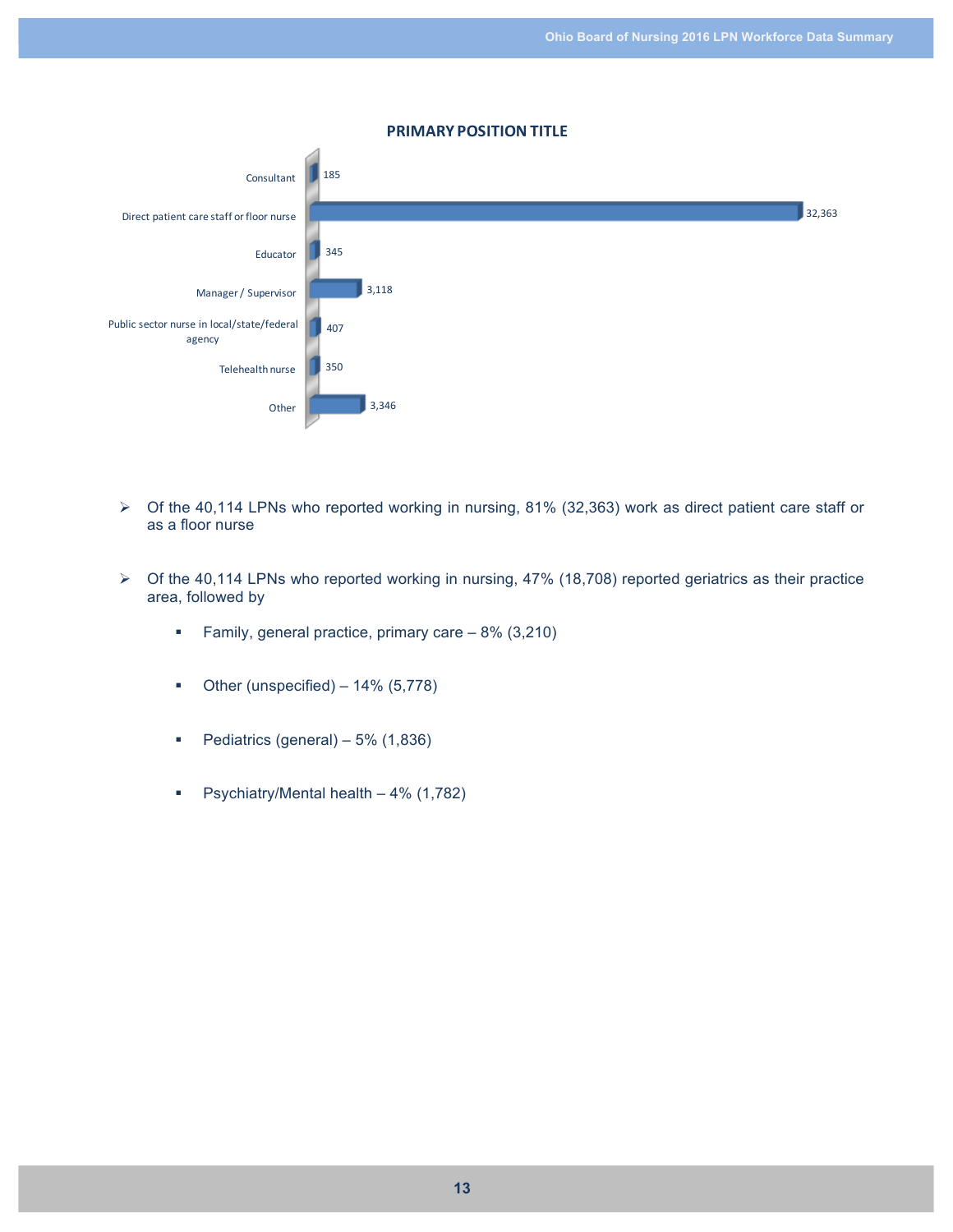**PRIMARY POSITION TITLE**

| Position | Count |
|---|---|
| Consultant | 185 |
| Direct patient care staff or floor nurse | 32,363 |
| Educator | 345 |
| Manager / Supervisor | 3,118 |
| Public sector nurse in local/state/federal agency | 407 |
| Telehealth nurse | 350 |
| Other | 3,346 |

- Of the 40,114 LPNs who reported working in nursing, 81% (32,363) work as direct patient care staff or as a floor nurse

- Of the 40,114 LPNs who reported working in nursing, 47% (18,708) reported geriatrics as their practice area, followed by

  - Family, general practice, primary care – 8% (3,210)

  - Other (unspecified) – 14% (5,778)

  - Pediatrics (general) – 5% (1,836)

  - Psychiatry/Mental health – 4% (1,782)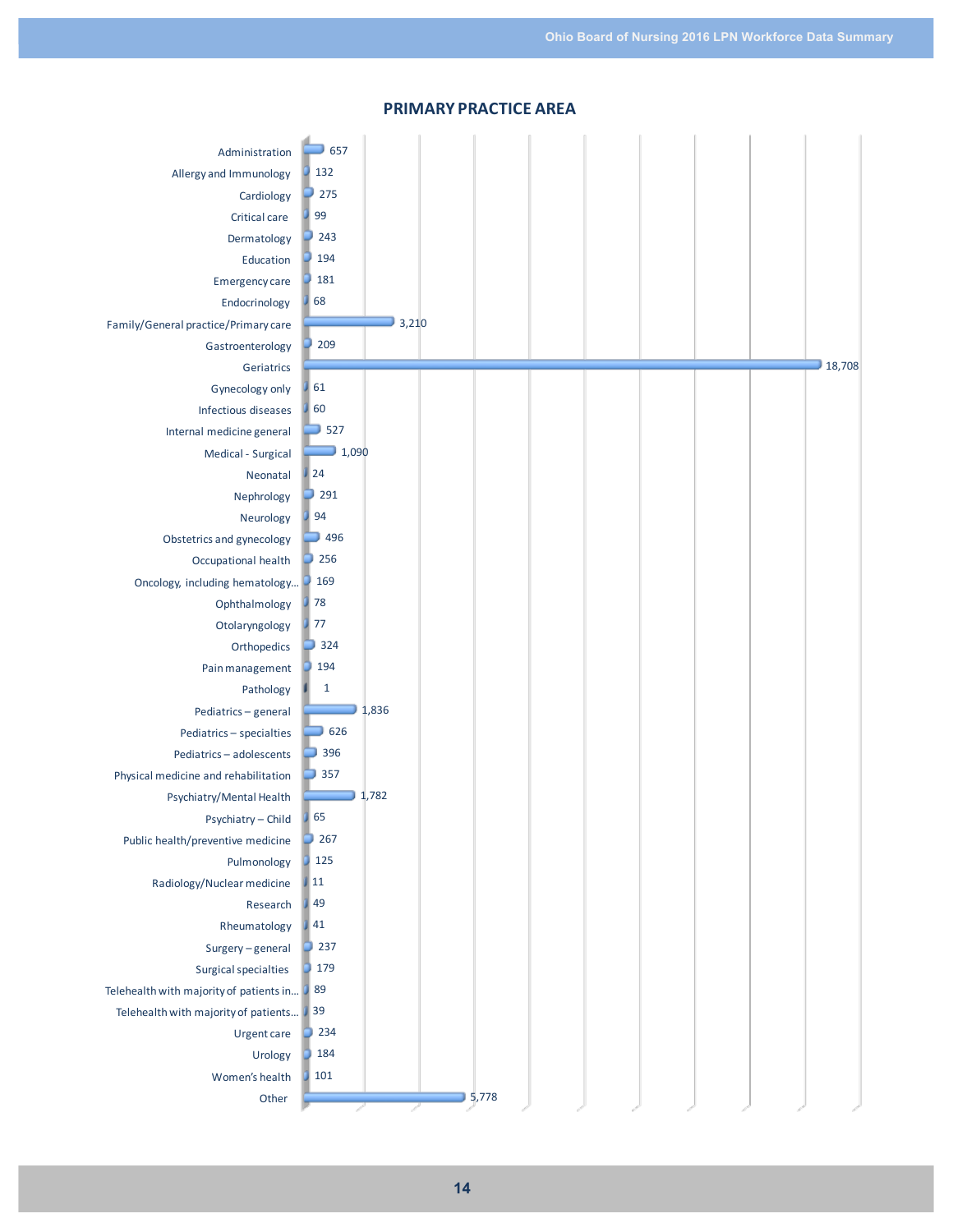## PRIMARY PRACTICE AREA

Administration 657
Allergy and Immunology 132
Cardiology 275
Critical care 99
Dermatology 243
Education 194
Emergency care 181
Endocrinology 68
Family/General practice/Primary care 3,210
Gastroenterology 209
Geriatrics 18,708
Gynecology only 61
Infectious diseases 60
Internal medicine general 527
Medical - Surgical 1,090
Neonatal 24
Nephrology 291
Neurology 94
Obstetrics and gynecology 496
Occupational health 256
Oncology, including hematology... 169
Ophthalmology 78
Otolaryngology 77
Orthopedics 324
Pain management 194
Pathology 1
Pediatrics – general 1,836
Pediatrics – specialties 626
Pediatrics – adolescents 396
Physical medicine and rehabilitation 357
Psychiatry/Mental Health 1,782
Psychiatry – Child 65
Public health/preventive medicine 267
Pulmonology 125
Radiology/Nuclear medicine 11
Research 49
Rheumatology 41
Surgery – general 237
Surgical specialties 179
Telehealth with majority of patients in... 89
Telehealth with majority of patients... 39
Urgent care 234
Urology 184
Women's health 101
Other 5,778